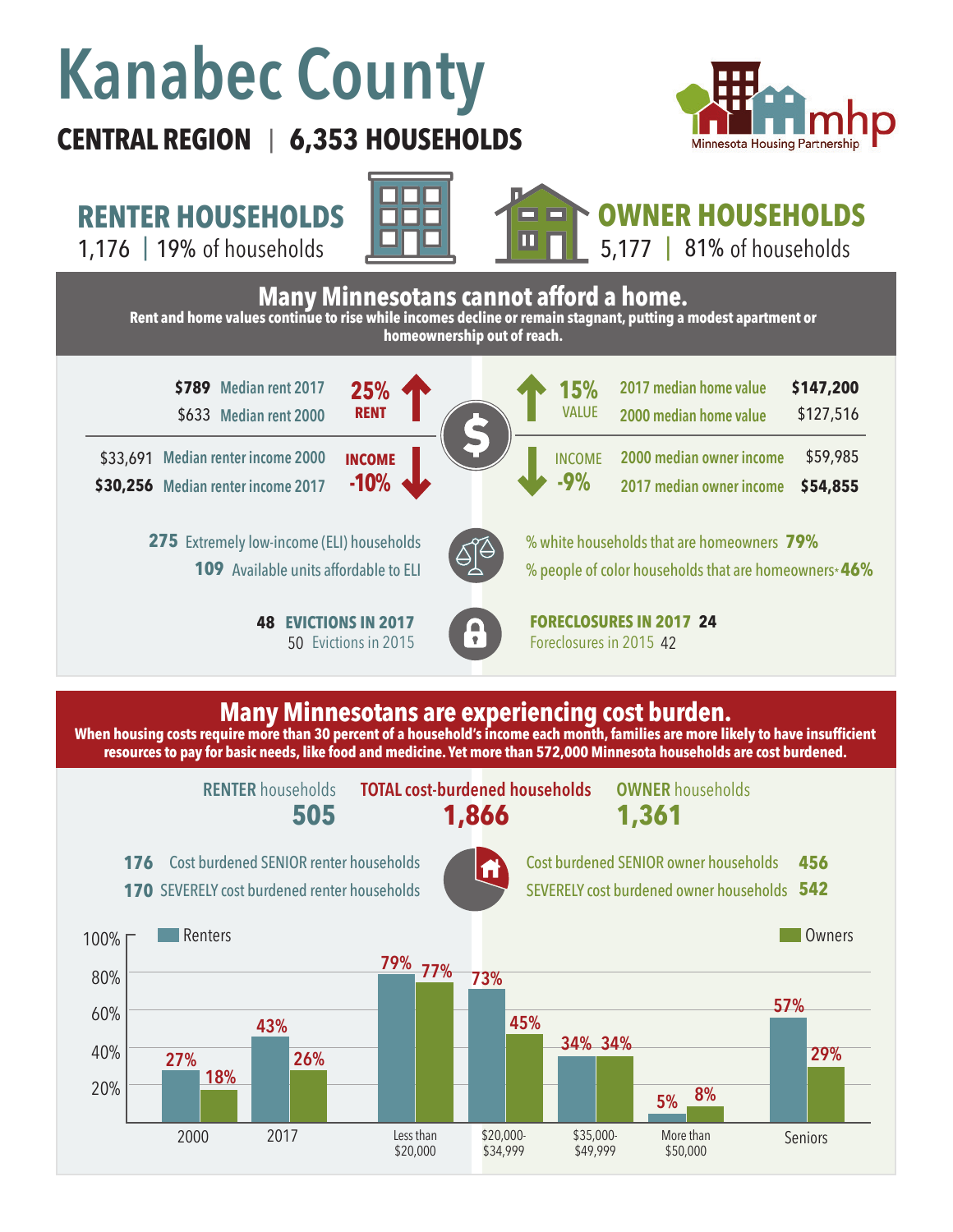# Kanabec County

**CENTRAL REGION | 6,353 HOUSEHOLDS**

Minnesota Housing Partnership (mhp)

## RENTER HOUSEHOLDS

1,176 | 19% of households

## OWNER HOUSEHOLDS

5,177 | 81% of households

## Many Minnesotans cannot afford a home.

**Rent and home values continue to rise while incomes decline or remain stagnant, putting a modest apartment or homeownership out of reach.**

| Renters | | | Owners | |
|---|---|---|---|---|
| **$789** Median rent 2017 | **25% RENT** (up) | | **15% VALUE** (up) | 2017 median home value **$147,200** |
| $633 Median rent 2000 | | | | 2000 median home value $127,516 |
| $33,691 Median renter income 2000 | **INCOME -10%** (down) | | **INCOME -9%** (down) | 2000 median owner income $59,985 |
| **$30,256** Median renter income 2017 | | | | 2017 median owner income **$54,855** |

**275** Extremely low-income (ELI) households

**109** Available units affordable to ELI

% white households that are homeowners **79%**

% people of color households that are homeowners* **46%**

**48 EVICTIONS IN 2017**

50 Evictions in 2015

**FORECLOSURES IN 2017 24**

Foreclosures in 2015 42

## Many Minnesotans are experiencing cost burden.

**When housing costs require more than 30 percent of a household's income each month, families are more likely to have insufficient resources to pay for basic needs, like food and medicine. Yet more than 572,000 Minnesota households are cost burdened.**

| RENTER households | TOTAL cost-burdened households | OWNER households |
|---|---|---|
| **505** | **1,866** | **1,361** |

**176** Cost burdened SENIOR renter households

**170** SEVERELY cost burdened renter households

Cost burdened SENIOR owner households **456**

SEVERELY cost burdened owner households **542**

| | Renters | Owners |
|---|---|---|
| 2000 | 27% | 18% |
| 2017 | 43% | 26% |
| Less than $20,000 | 79% | 77% |
| $20,000-$34,999 | 73% | 45% |
| $35,000-$49,999 | 34% | 34% |
| More than $50,000 | 5% | 8% |
| Seniors | 57% | 29% |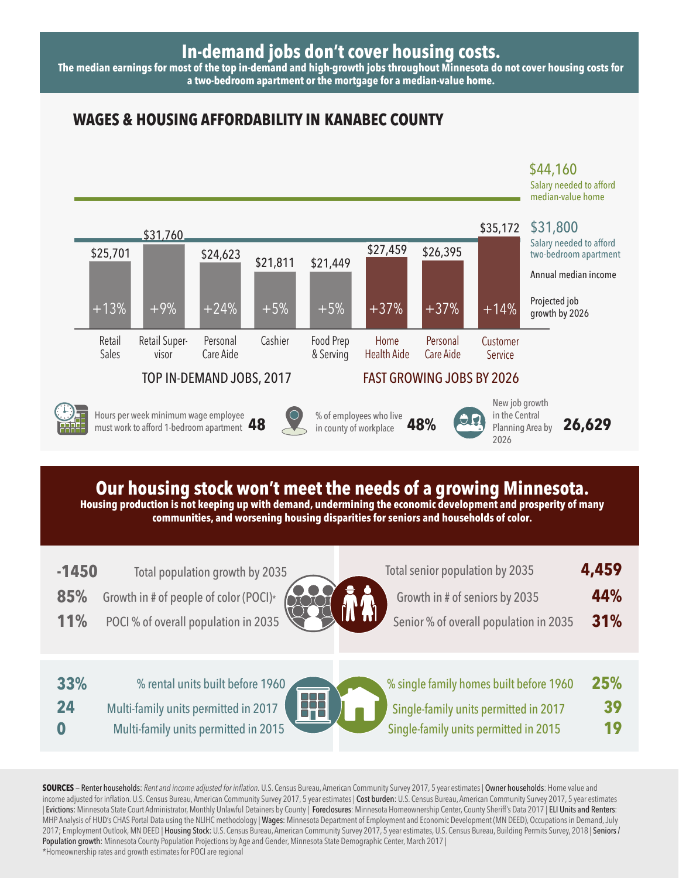# In-demand jobs don't cover housing costs.

**The median earnings for most of the top in-demand and high-growth jobs throughout Minnesota do not cover housing costs for a two-bedroom apartment or the mortgage for a median-value home.**

## WAGES & HOUSING AFFORDABILITY IN KANABEC COUNTY

$44,160
Salary needed to afford median-value home

$31,800
Salary needed to afford two-bedroom apartment

Annual median income

Projected job growth by 2026

$25,701
+13%
Retail Sales

$31,760
+9%
Retail Supervisor

$24,623
+24%
Personal Care Aide

$21,811
+5%
Cashier

$21,449
+5%
Food Prep & Serving

$27,459
+37%
Home Health Aide

$26,395
+37%
Personal Care Aide

$35,172
+14%
Customer Service

TOP IN-DEMAND JOBS, 2017

FAST GROWING JOBS BY 2026

Hours per week minimum wage employee must work to afford 1-bedroom apartment **48**

% of employees who live in county of workplace **48%**

New job growth in the Central Planning Area by 2026 **26,629**

# Our housing stock won't meet the needs of a growing Minnesota.

**Housing production is not keeping up with demand, undermining the economic development and prosperity of many communities, and worsening housing disparities for seniors and households of color.**

**-1450** Total population growth by 2035

**85%** Growth in # of people of color (POCI)*

**11%** POCI % of overall population in 2035

Total senior population by 2035 **4,459**

Growth in # of seniors by 2035 **44%**

Senior % of overall population in 2035 **31%**

**33%** % rental units built before 1960

**24** Multi-family units permitted in 2017

**0** Multi-family units permitted in 2015

% single family homes built before 1960 **25%**

Single-family units permitted in 2017 **39**

Single-family units permitted in 2015 **19**

**SOURCES** – Renter households: *Rent and income adjusted for inflation.* U.S. Census Bureau, American Community Survey 2017, 5 year estimates | Owner households: Home value and income adjusted for inflation. U.S. Census Bureau, American Community Survey 2017, 5 year estimates | Cost burden: U.S. Census Bureau, American Community Survey 2017, 5 year estimates | Evictions: Minnesota State Court Administrator, Monthly Unlawful Detainers by County | Foreclosures: Minnesota Homeownership Center, County Sheriff's Data 2017 | ELI Units and Renters: MHP Analysis of HUD's CHAS Portal Data using the NLIHC methodology | Wages: Minnesota Department of Employment and Economic Development (MN DEED), Occupations in Demand, July 2017; Employment Outlook, MN DEED | Housing Stock: U.S. Census Bureau, American Community Survey 2017, 5 year estimates, U.S. Census Bureau, Building Permits Survey, 2018 | Seniors / Population growth: Minnesota County Population Projections by Age and Gender, Minnesota State Demographic Center, March 2017 |
*Homeownership rates and growth estimates for POCI are regional